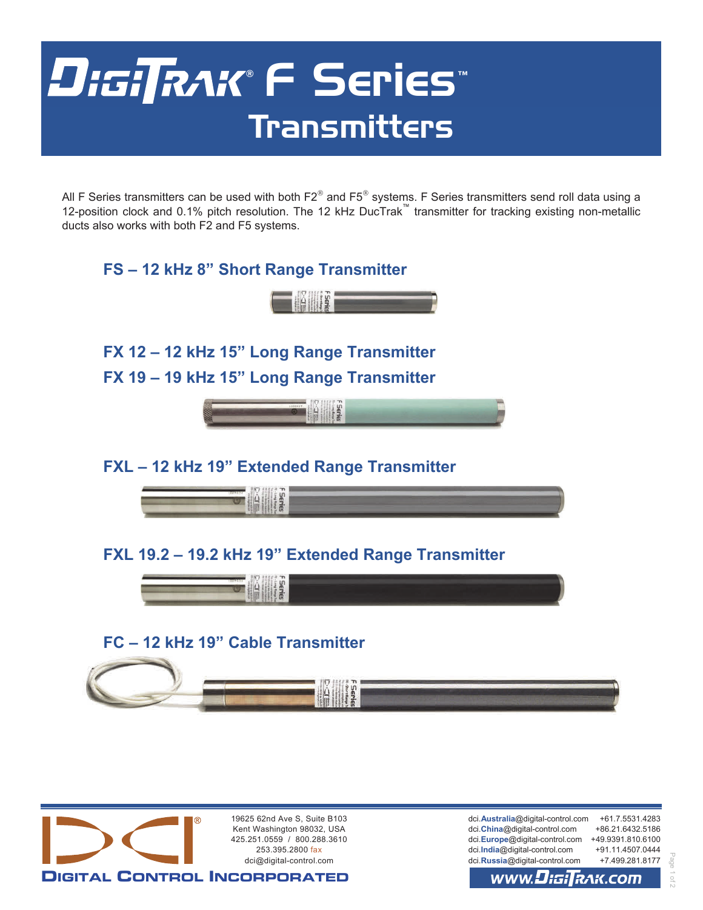# DigiTrak® F Series™ Transmitters

All F Series transmitters can be used with both F2® and F5® systems. F Series transmitters send roll data using a 12-position clock and 0.1% pitch resolution. The 12 kHz DucTrak™ transmitter for tracking existing non-metallic ducts also works with both F2 and F5 systems.

## FS – 12 kHz 8" Short Range Transmitter

## FX 12 – 12 kHz 15" Long Range Transmitter

## FX 19 – 19 kHz 15" Long Range Transmitter

## FXL – 12 kHz 19" Extended Range Transmitter

## FXL 19.2 – 19.2 kHz 19" Extended Range Transmitter

## FC – 12 kHz 19" Cable Transmitter

**DIGITAL CONTROL INCORPORATED**

19625 62nd Ave S, Suite B103
Kent Washington 98032, USA
425.251.0559 / 800.288.3610
253.395.2800 fax
dci@digital-control.com

| | |
|---|---|
| dci.**Australia**@digital-control.com | +61.7.5531.4283 |
| dci.**China**@digital-control.com | +86.21.6432.5186 |
| dci.**Europe**@digital-control.com | +49.9391.810.6100 |
| dci.**India**@digital-control.com | +91.11.4507.0444 |
| dci.**Russia**@digital-control.com | +7.499.281.8177 |

www.DigiTrak.com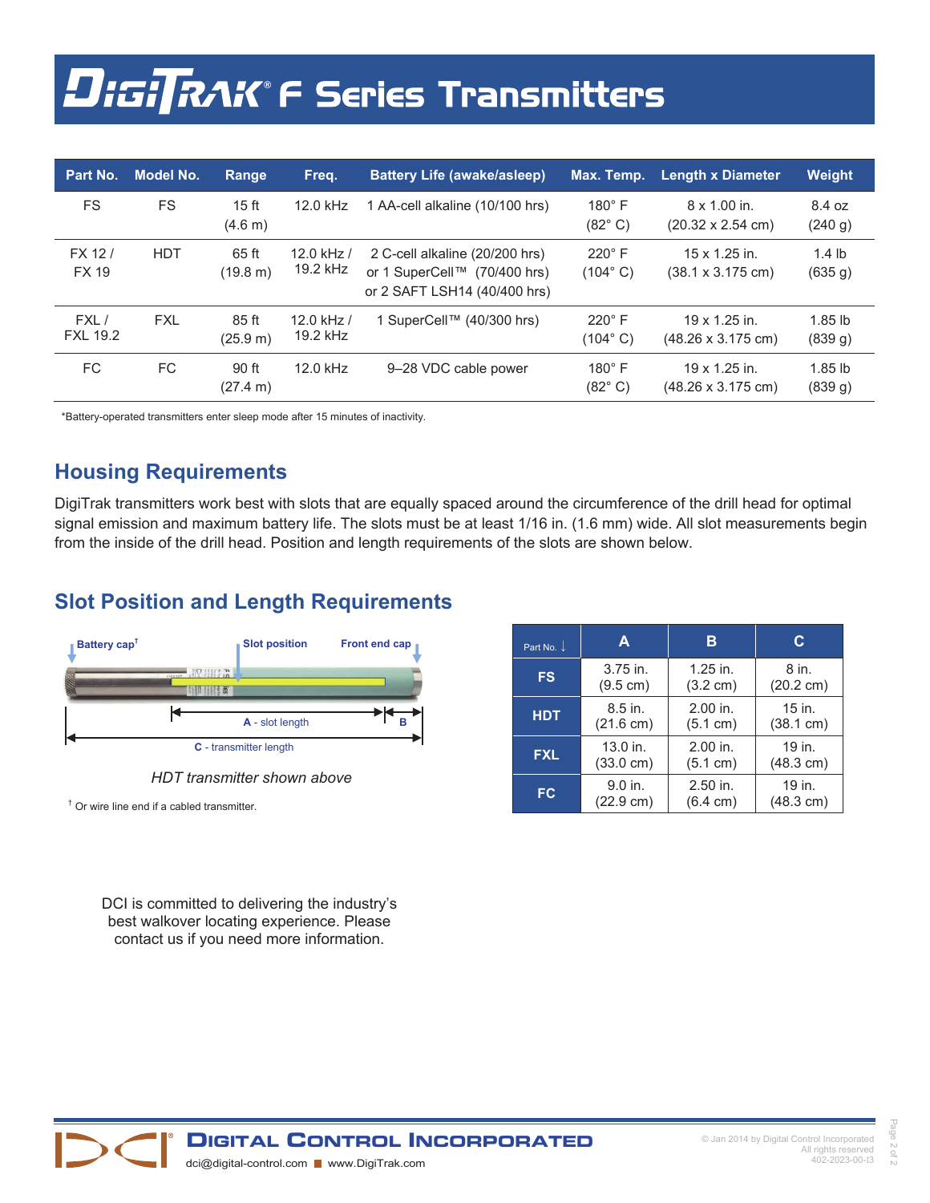# DigiTrak® F Series Transmitters

| Part No. | Model No. | Range | Freq. | Battery Life (awake/asleep) | Max. Temp. | Length x Diameter | Weight |
|---|---|---|---|---|---|---|---|
| FS | FS | 15 ft (4.6 m) | 12.0 kHz | 1 AA-cell alkaline (10/100 hrs) | 180° F (82° C) | 8 x 1.00 in. (20.32 x 2.54 cm) | 8.4 oz (240 g) |
| FX 12 / FX 19 | HDT | 65 ft (19.8 m) | 12.0 kHz / 19.2 kHz | 2 C-cell alkaline (20/200 hrs) or 1 SuperCell™ (70/400 hrs) or 2 SAFT LSH14 (40/400 hrs) | 220° F (104° C) | 15 x 1.25 in. (38.1 x 3.175 cm) | 1.4 lb (635 g) |
| FXL / FXL 19.2 | FXL | 85 ft (25.9 m) | 12.0 kHz / 19.2 kHz | 1 SuperCell™ (40/300 hrs) | 220° F (104° C) | 19 x 1.25 in. (48.26 x 3.175 cm) | 1.85 lb (839 g) |
| FC | FC | 90 ft (27.4 m) | 12.0 kHz | 9–28 VDC cable power | 180° F (82° C) | 19 x 1.25 in. (48.26 x 3.175 cm) | 1.85 lb (839 g) |

*Battery-operated transmitters enter sleep mode after 15 minutes of inactivity.

## Housing Requirements

DigiTrak transmitters work best with slots that are equally spaced around the circumference of the drill head for optimal signal emission and maximum battery life. The slots must be at least 1/16 in. (1.6 mm) wide. All slot measurements begin from the inside of the drill head. Position and length requirements of the slots are shown below.

## Slot Position and Length Requirements

Battery cap†

Slot position

Front end cap

A - slot length

B

C - transmitter length

*HDT transmitter shown above*

† Or wire line end if a cabled transmitter.

| Part No. ↓ | A | B | C |
|---|---|---|---|
| FS | 3.75 in. (9.5 cm) | 1.25 in. (3.2 cm) | 8 in. (20.2 cm) |
| HDT | 8.5 in. (21.6 cm) | 2.00 in. (5.1 cm) | 15 in. (38.1 cm) |
| FXL | 13.0 in. (33.0 cm) | 2.00 in. (5.1 cm) | 19 in. (48.3 cm) |
| FC | 9.0 in. (22.9 cm) | 2.50 in. (6.4 cm) | 19 in. (48.3 cm) |

DCI is committed to delivering the industry's best walkover locating experience. Please contact us if you need more information.

**Digital Control Incorporated**

dci@digital-control.com ■ www.DigiTrak.com

© Jan 2014 by Digital Control Incorporated
All rights reserved
402-2023-00-I3